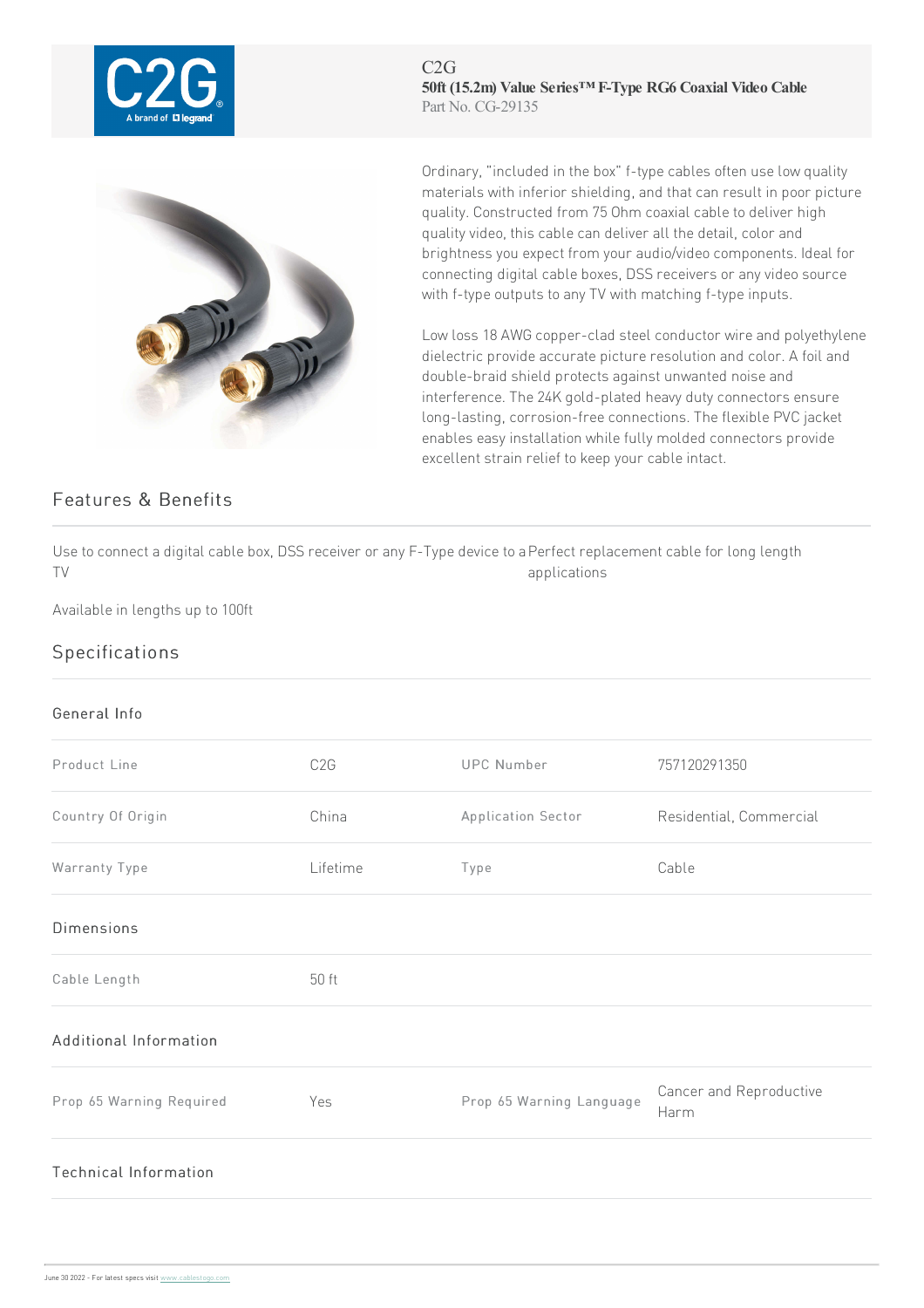C2G

# 50ft (15.2m) Value Series™ F-Type RG6 Coaxial Video Cable

Part No. CG-29135

Ordinary, "included in the box" f-type cables often use low quality materials with inferior shielding, and that can result in poor picture quality. Constructed from 75 Ohm coaxial cable to deliver high quality video, this cable can deliver all the detail, color and brightness you expect from your audio/video components. Ideal for connecting digital cable boxes, DSS receivers or any video source with f-type outputs to any TV with matching f-type inputs.

Low loss 18 AWG copper-clad steel conductor wire and polyethylene dielectric provide accurate picture resolution and color. A foil and double-braid shield protects against unwanted noise and interference. The 24K gold-plated heavy duty connectors ensure long-lasting, corrosion-free connections. The flexible PVC jacket enables easy installation while fully molded connectors provide excellent strain relief to keep your cable intact.

## Features & Benefits

- Use to connect a digital cable box, DSS receiver or any F-Type device to a TV
- Perfect replacement cable for long length applications
- Available in lengths up to 100ft

## Specifications

### General Info

| | | | |
|---|---|---|---|
| Product Line | C2G | UPC Number | 757120291350 |
| Country Of Origin | China | Application Sector | Residential, Commercial |
| Warranty Type | Lifetime | Type | Cable |

### Dimensions

| | |
|---|---|
| Cable Length | 50 ft |

### Additional Information

| | | | |
|---|---|---|---|
| Prop 65 Warning Required | Yes | Prop 65 Warning Language | Cancer and Reproductive Harm |

### Technical Information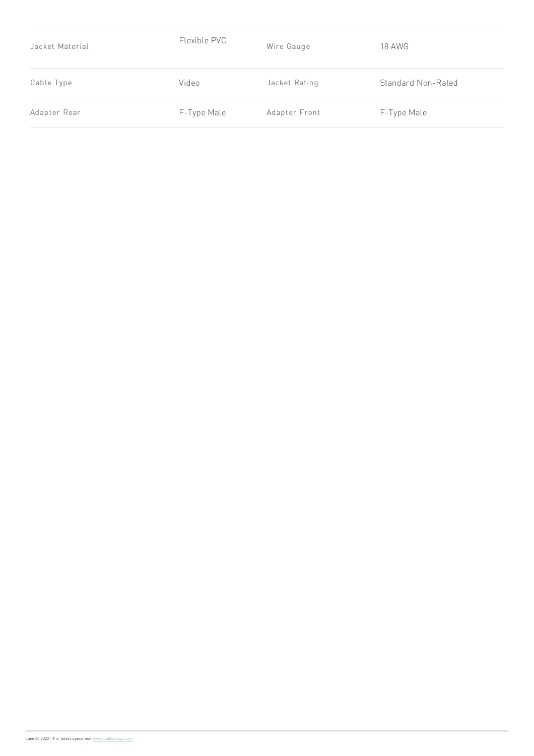| | | | |
|---|---|---|---|
| Jacket Material | Flexible PVC | Wire Gauge | 18 AWG |
| Cable Type | Video | Jacket Rating | Standard Non-Rated |
| Adapter Rear | F-Type Male | Adapter Front | F-Type Male |

June 30 2022 - For latest specs visit www.cablestogo.com